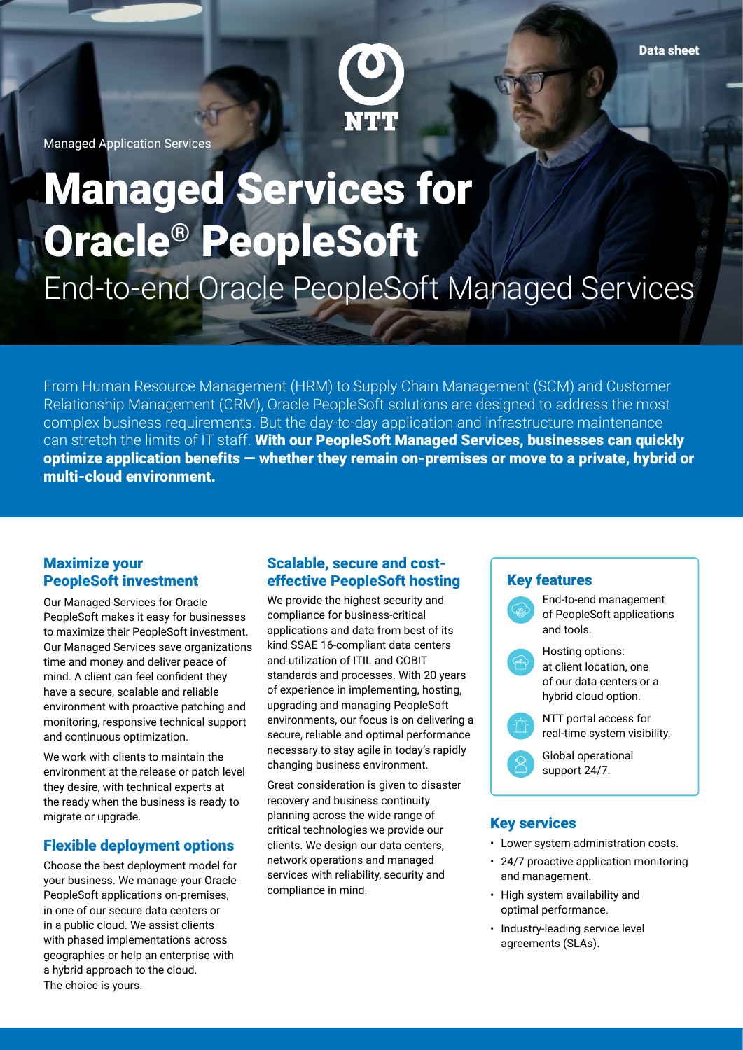Data sheet

NTT

Managed Application Services

# Managed Services for Oracle® PeopleSoft

## End-to-end Oracle PeopleSoft Managed Services

From Human Resource Management (HRM) to Supply Chain Management (SCM) and Customer Relationship Management (CRM), Oracle PeopleSoft solutions are designed to address the most complex business requirements. But the day-to-day application and infrastructure maintenance can stretch the limits of IT staff. **With our PeopleSoft Managed Services, businesses can quickly optimize application benefits — whether they remain on-premises or move to a private, hybrid or multi-cloud environment.**

### Maximize your PeopleSoft investment

Our Managed Services for Oracle PeopleSoft makes it easy for businesses to maximize their PeopleSoft investment. Our Managed Services save organizations time and money and deliver peace of mind. A client can feel confident they have a secure, scalable and reliable environment with proactive patching and monitoring, responsive technical support and continuous optimization.

We work with clients to maintain the environment at the release or patch level they desire, with technical experts at the ready when the business is ready to migrate or upgrade.

### Flexible deployment options

Choose the best deployment model for your business. We manage your Oracle PeopleSoft applications on-premises, in one of our secure data centers or in a public cloud. We assist clients with phased implementations across geographies or help an enterprise with a hybrid approach to the cloud. The choice is yours.

### Scalable, secure and cost-effective PeopleSoft hosting

We provide the highest security and compliance for business-critical applications and data from best of its kind SSAE 16-compliant data centers and utilization of ITIL and COBIT standards and processes. With 20 years of experience in implementing, hosting, upgrading and managing PeopleSoft environments, our focus is on delivering a secure, reliable and optimal performance necessary to stay agile in today's rapidly changing business environment.

Great consideration is given to disaster recovery and business continuity planning across the wide range of critical technologies we provide our clients. We design our data centers, network operations and managed services with reliability, security and compliance in mind.

### Key features

- End-to-end management of PeopleSoft applications and tools.
- Hosting options: at client location, one of our data centers or a hybrid cloud option.
- NTT portal access for real-time system visibility.
- Global operational support 24/7.

### Key services

- Lower system administration costs.
- 24/7 proactive application monitoring and management.
- High system availability and optimal performance.
- Industry-leading service level agreements (SLAs).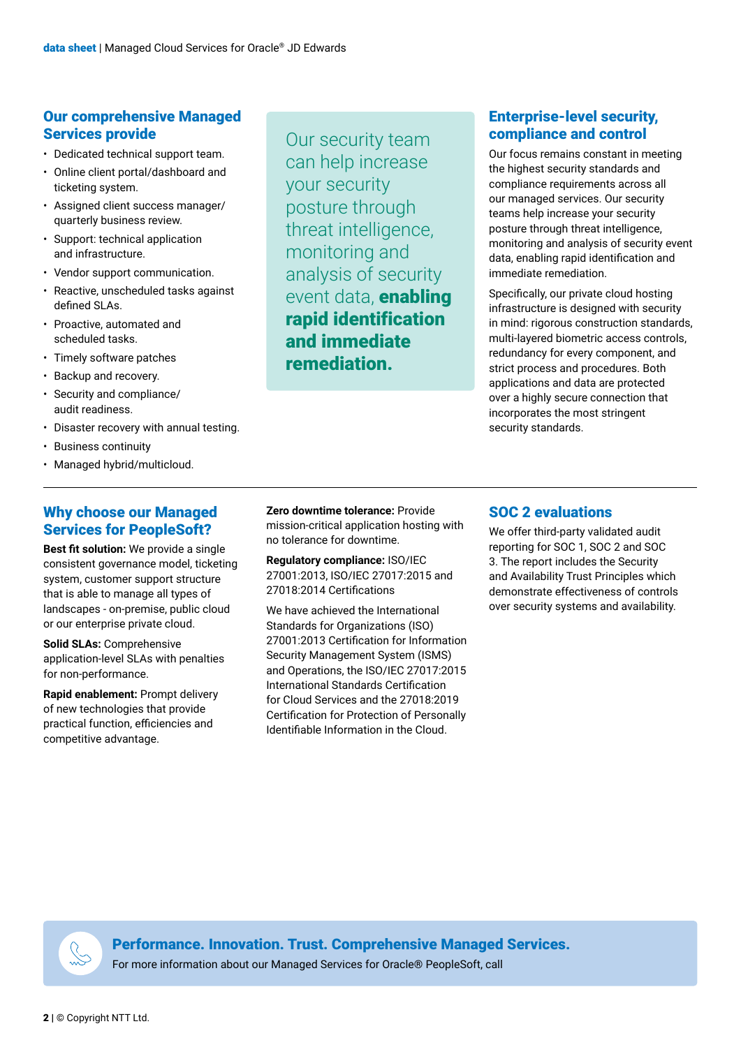## Our comprehensive Managed Services provide

- Dedicated technical support team.
- Online client portal/dashboard and ticketing system.
- Assigned client success manager/ quarterly business review.
- Support: technical application and infrastructure.
- Vendor support communication.
- Reactive, unscheduled tasks against defined SLAs.
- Proactive, automated and scheduled tasks.
- Timely software patches
- Backup and recovery.
- Security and compliance/ audit readiness.
- Disaster recovery with annual testing.
- Business continuity
- Managed hybrid/multicloud.

Our security team can help increase your security posture through threat intelligence, monitoring and analysis of security event data, **enabling rapid identification and immediate remediation.**

## Enterprise-level security, compliance and control

Our focus remains constant in meeting the highest security standards and compliance requirements across all our managed services. Our security teams help increase your security posture through threat intelligence, monitoring and analysis of security event data, enabling rapid identification and immediate remediation.

Specifically, our private cloud hosting infrastructure is designed with security in mind: rigorous construction standards, multi-layered biometric access controls, redundancy for every component, and strict process and procedures. Both applications and data are protected over a highly secure connection that incorporates the most stringent security standards.

## Why choose our Managed Services for PeopleSoft?

**Best fit solution:** We provide a single consistent governance model, ticketing system, customer support structure that is able to manage all types of landscapes - on-premise, public cloud or our enterprise private cloud.

**Solid SLAs:** Comprehensive application-level SLAs with penalties for non-performance.

**Rapid enablement:** Prompt delivery of new technologies that provide practical function, efficiencies and competitive advantage.

**Zero downtime tolerance:** Provide mission-critical application hosting with no tolerance for downtime.

**Regulatory compliance:** ISO/IEC 27001:2013, ISO/IEC 27017:2015 and 27018:2014 Certifications

We have achieved the International Standards for Organizations (ISO) 27001:2013 Certification for Information Security Management System (ISMS) and Operations, the ISO/IEC 27017:2015 International Standards Certification for Cloud Services and the 27018:2019 Certification for Protection of Personally Identifiable Information in the Cloud.

## SOC 2 evaluations

We offer third-party validated audit reporting for SOC 1, SOC 2 and SOC 3. The report includes the Security and Availability Trust Principles which demonstrate effectiveness of controls over security systems and availability.

**Performance. Innovation. Trust. Comprehensive Managed Services.**

For more information about our Managed Services for Oracle® PeopleSoft, call

© Copyright NTT Ltd.